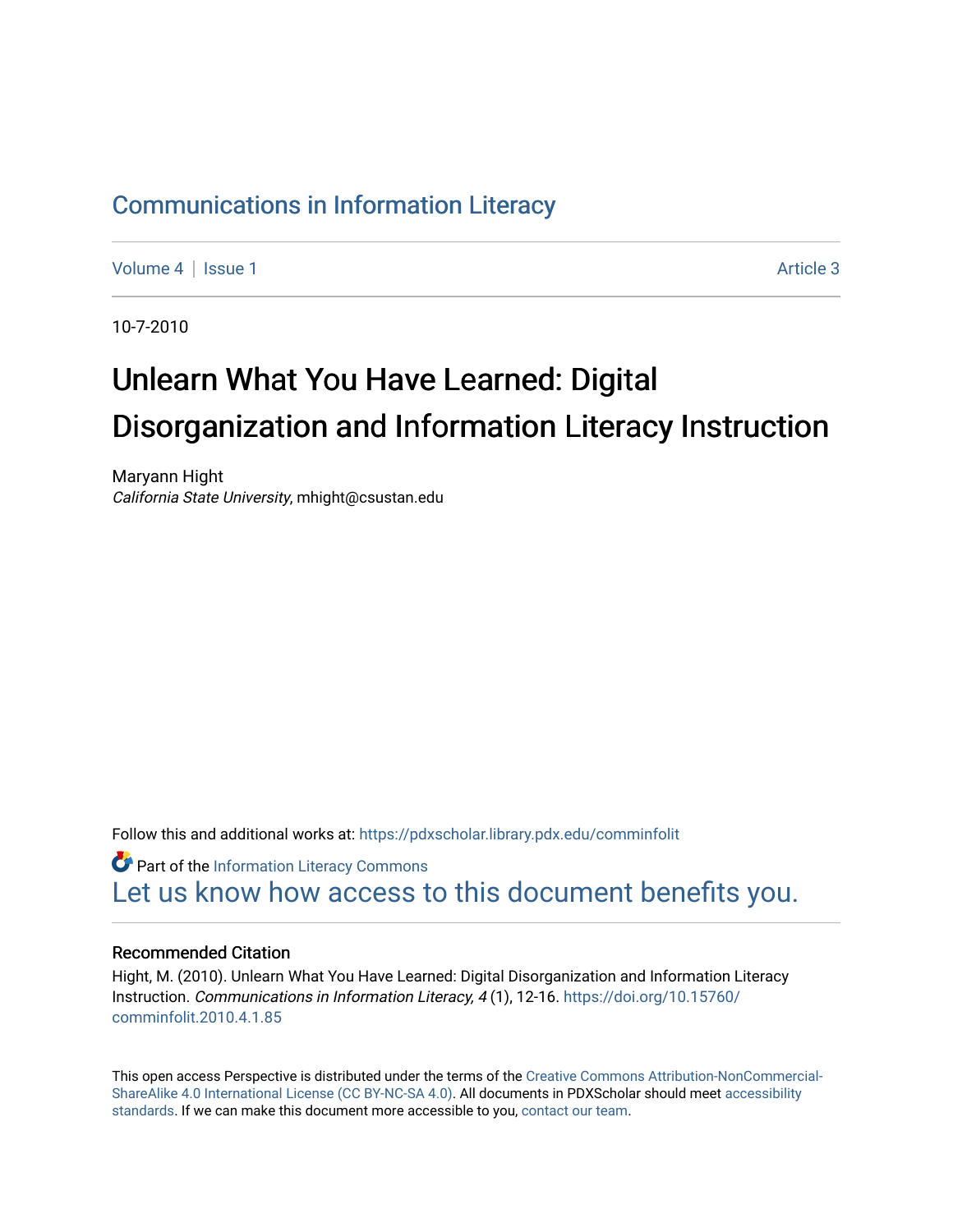Communications in Information Literacy

Volume 4 | Issue 1 Article 3

10-7-2010

# Unlearn What You Have Learned: Digital Disorganization and Information Literacy Instruction

Maryann Hight
*California State University*, mhight@csustan.edu

Follow this and additional works at: https://pdxscholar.library.pdx.edu/comminfolit

Part of the Information Literacy Commons
Let us know how access to this document benefits you.

## Recommended Citation

Hight, M. (2010). Unlearn What You Have Learned: Digital Disorganization and Information Literacy Instruction. *Communications in Information Literacy, 4* (1), 12-16. https://doi.org/10.15760/comminfolit.2010.4.1.85

This open access Perspective is distributed under the terms of the Creative Commons Attribution-NonCommercial-ShareAlike 4.0 International License (CC BY-NC-SA 4.0). All documents in PDXScholar should meet accessibility standards. If we can make this document more accessible to you, contact our team.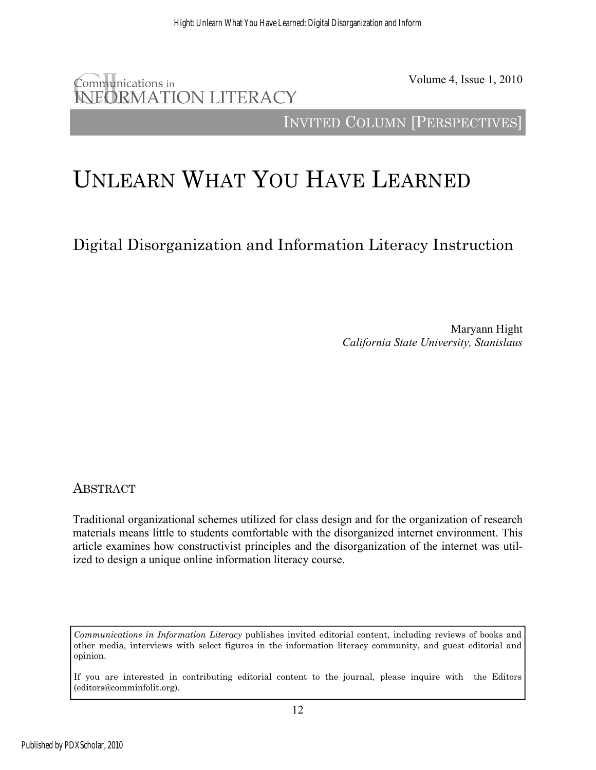Communications in INFORMATION LITERACY

INVITED COLUMN [PERSPECTIVES]

# UNLEARN WHAT YOU HAVE LEARNED

## Digital Disorganization and Information Literacy Instruction

Maryann Hight
*California State University, Stanislaus*

### ABSTRACT

Traditional organizational schemes utilized for class design and for the organization of research materials means little to students comfortable with the disorganized internet environment. This article examines how constructivist principles and the disorganization of the internet was utilized to design a unique online information literacy course.

*Communications in Information Literacy* publishes invited editorial content, including reviews of books and other media, interviews with select figures in the information literacy community, and guest editorial and opinion.

If you are interested in contributing editorial content to the journal, please inquire with the Editors (editors@comminfolit.org).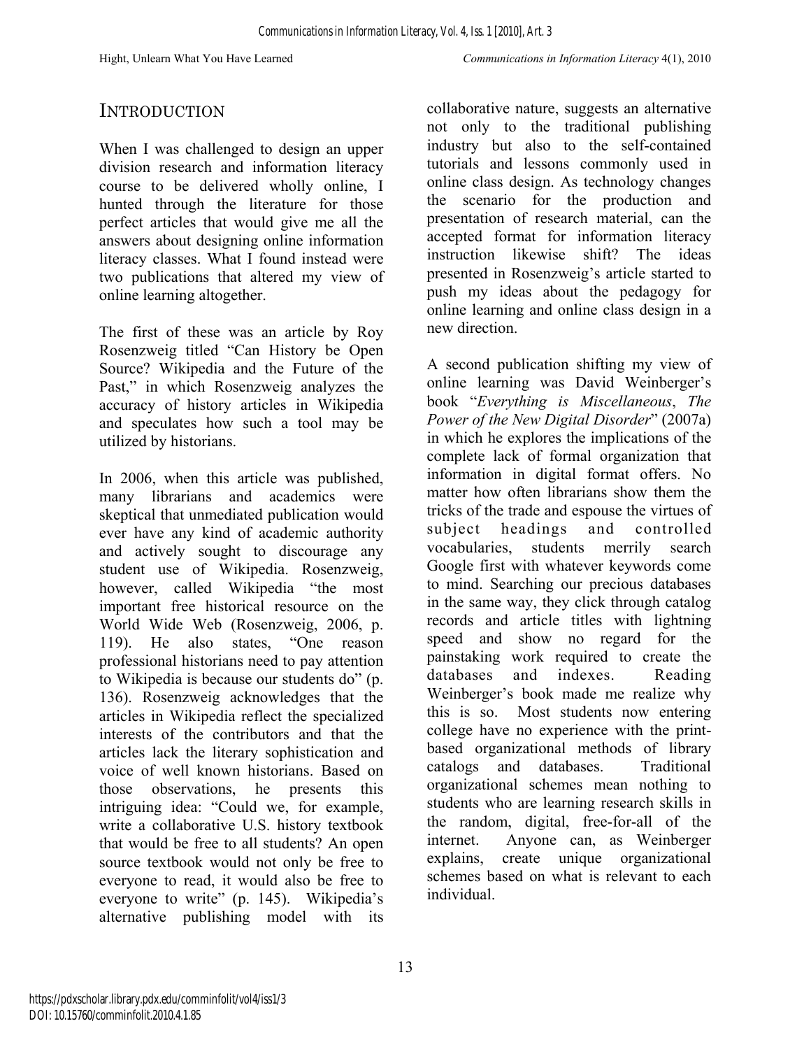## INTRODUCTION

When I was challenged to design an upper division research and information literacy course to be delivered wholly online, I hunted through the literature for those perfect articles that would give me all the answers about designing online information literacy classes. What I found instead were two publications that altered my view of online learning altogether.

The first of these was an article by Roy Rosenzweig titled "Can History be Open Source? Wikipedia and the Future of the Past," in which Rosenzweig analyzes the accuracy of history articles in Wikipedia and speculates how such a tool may be utilized by historians.

In 2006, when this article was published, many librarians and academics were skeptical that unmediated publication would ever have any kind of academic authority and actively sought to discourage any student use of Wikipedia. Rosenzweig, however, called Wikipedia "the most important free historical resource on the World Wide Web (Rosenzweig, 2006, p. 119). He also states, "One reason professional historians need to pay attention to Wikipedia is because our students do" (p. 136). Rosenzweig acknowledges that the articles in Wikipedia reflect the specialized interests of the contributors and that the articles lack the literary sophistication and voice of well known historians. Based on those observations, he presents this intriguing idea: "Could we, for example, write a collaborative U.S. history textbook that would be free to all students? An open source textbook would not only be free to everyone to read, it would also be free to everyone to write" (p. 145). Wikipedia's alternative publishing model with its collaborative nature, suggests an alternative not only to the traditional publishing industry but also to the self-contained tutorials and lessons commonly used in online class design. As technology changes the scenario for the production and presentation of research material, can the accepted format for information literacy instruction likewise shift? The ideas presented in Rosenzweig's article started to push my ideas about the pedagogy for online learning and online class design in a new direction.

A second publication shifting my view of online learning was David Weinberger's book "*Everything is Miscellaneous*, *The Power of the New Digital Disorder*" (2007a) in which he explores the implications of the complete lack of formal organization that information in digital format offers. No matter how often librarians show them the tricks of the trade and espouse the virtues of subject headings and controlled vocabularies, students merrily search Google first with whatever keywords come to mind. Searching our precious databases in the same way, they click through catalog records and article titles with lightning speed and show no regard for the painstaking work required to create the databases and indexes. Reading Weinberger's book made me realize why this is so. Most students now entering college have no experience with the print-based organizational methods of library catalogs and databases. Traditional organizational schemes mean nothing to students who are learning research skills in the random, digital, free-for-all of the internet. Anyone can, as Weinberger explains, create unique organizational schemes based on what is relevant to each individual.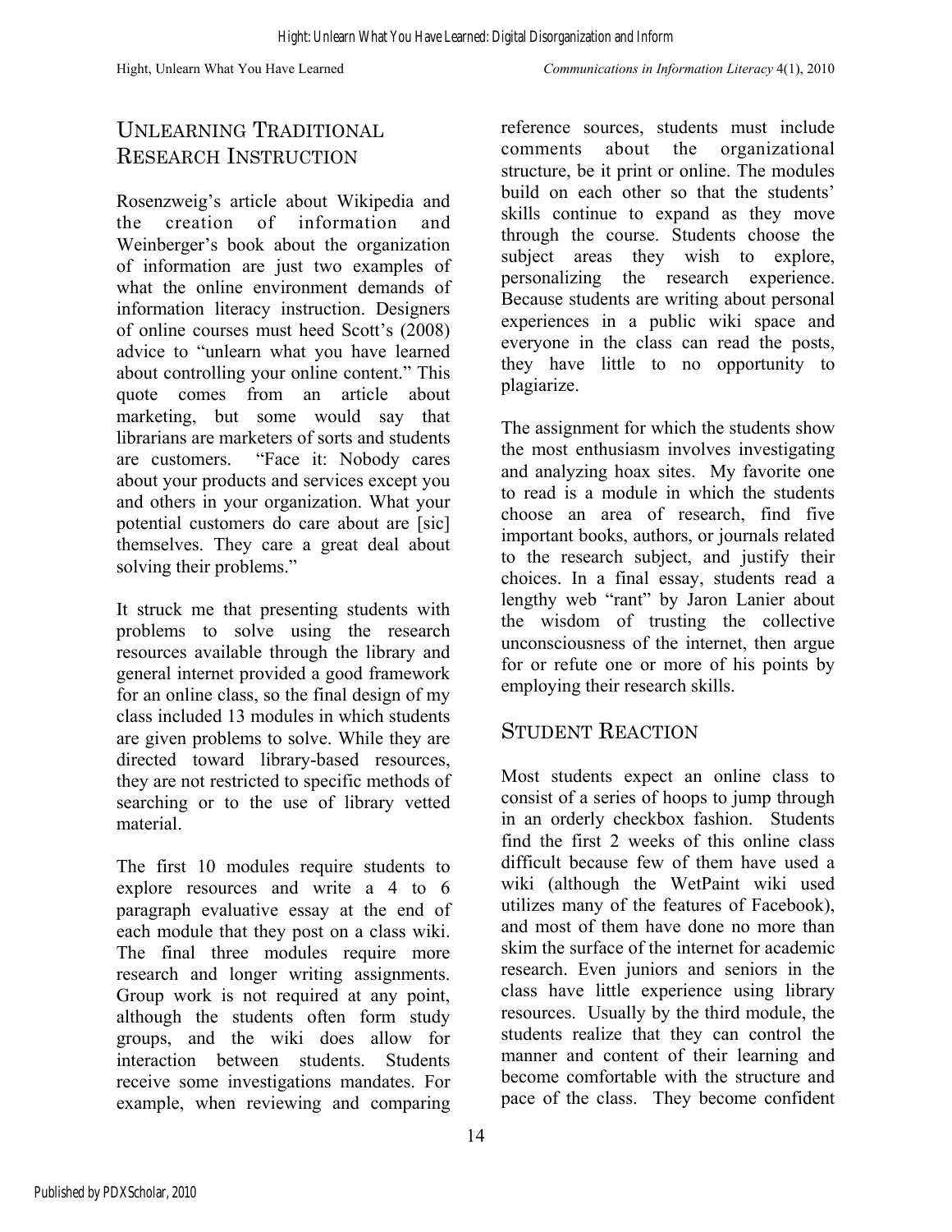## Unlearning Traditional Research Instruction

Rosenzweig's article about Wikipedia and the creation of information and Weinberger's book about the organization of information are just two examples of what the online environment demands of information literacy instruction. Designers of online courses must heed Scott's (2008) advice to "unlearn what you have learned about controlling your online content." This quote comes from an article about marketing, but some would say that librarians are marketers of sorts and students are customers. "Face it: Nobody cares about your products and services except you and others in your organization. What your potential customers do care about are [sic] themselves. They care a great deal about solving their problems."

It struck me that presenting students with problems to solve using the research resources available through the library and general internet provided a good framework for an online class, so the final design of my class included 13 modules in which students are given problems to solve. While they are directed toward library-based resources, they are not restricted to specific methods of searching or to the use of library vetted material.

The first 10 modules require students to explore resources and write a 4 to 6 paragraph evaluative essay at the end of each module that they post on a class wiki. The final three modules require more research and longer writing assignments. Group work is not required at any point, although the students often form study groups, and the wiki does allow for interaction between students. Students receive some investigations mandates. For example, when reviewing and comparing reference sources, students must include comments about the organizational structure, be it print or online. The modules build on each other so that the students' skills continue to expand as they move through the course. Students choose the subject areas they wish to explore, personalizing the research experience. Because students are writing about personal experiences in a public wiki space and everyone in the class can read the posts, they have little to no opportunity to plagiarize.

The assignment for which the students show the most enthusiasm involves investigating and analyzing hoax sites. My favorite one to read is a module in which the students choose an area of research, find five important books, authors, or journals related to the research subject, and justify their choices. In a final essay, students read a lengthy web "rant" by Jaron Lanier about the wisdom of trusting the collective unconsciousness of the internet, then argue for or refute one or more of his points by employing their research skills.

## Student Reaction

Most students expect an online class to consist of a series of hoops to jump through in an orderly checkbox fashion. Students find the first 2 weeks of this online class difficult because few of them have used a wiki (although the WetPaint wiki used utilizes many of the features of Facebook), and most of them have done no more than skim the surface of the internet for academic research. Even juniors and seniors in the class have little experience using library resources. Usually by the third module, the students realize that they can control the manner and content of their learning and become comfortable with the structure and pace of the class. They become confident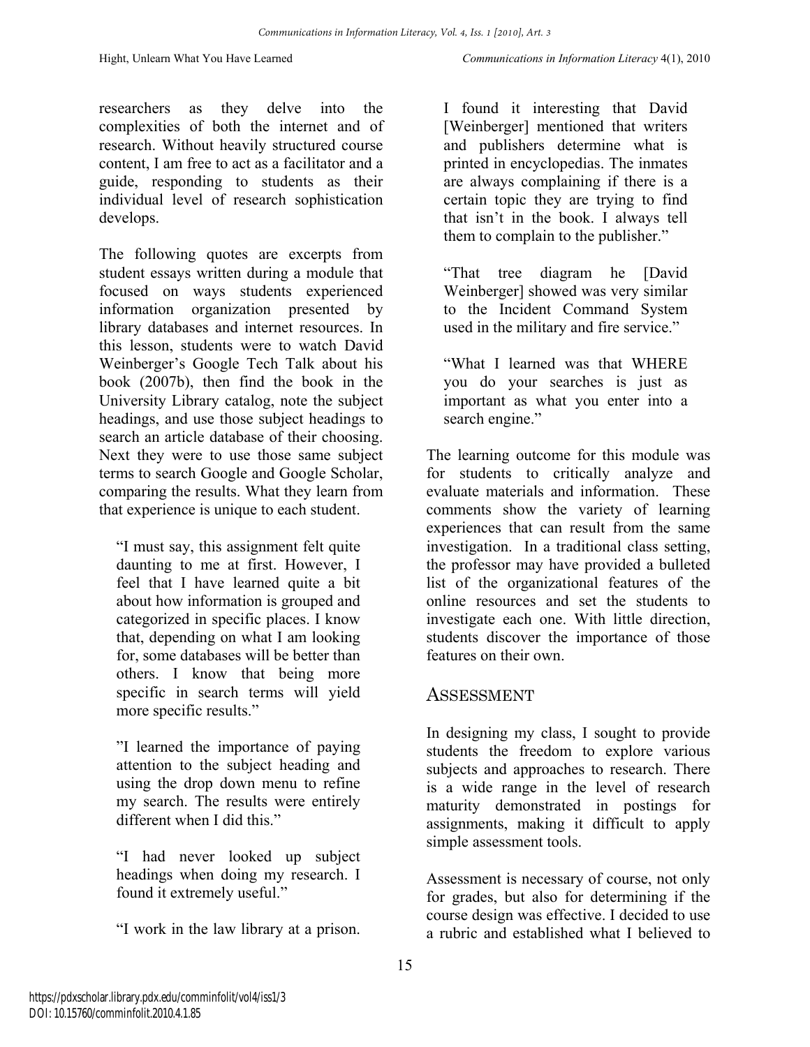researchers as they delve into the complexities of both the internet and of research. Without heavily structured course content, I am free to act as a facilitator and a guide, responding to students as their individual level of research sophistication develops.

The following quotes are excerpts from student essays written during a module that focused on ways students experienced information organization presented by library databases and internet resources. In this lesson, students were to watch David Weinberger's Google Tech Talk about his book (2007b), then find the book in the University Library catalog, note the subject headings, and use those subject headings to search an article database of their choosing. Next they were to use those same subject terms to search Google and Google Scholar, comparing the results. What they learn from that experience is unique to each student.

> "I must say, this assignment felt quite daunting to me at first. However, I feel that I have learned quite a bit about how information is grouped and categorized in specific places. I know that, depending on what I am looking for, some databases will be better than others. I know that being more specific in search terms will yield more specific results."

> "I learned the importance of paying attention to the subject heading and using the drop down menu to refine my search. The results were entirely different when I did this."

> "I had never looked up subject headings when doing my research. I found it extremely useful."

> "I work in the law library at a prison. I found it interesting that David [Weinberger] mentioned that writers and publishers determine what is printed in encyclopedias. The inmates are always complaining if there is a certain topic they are trying to find that isn't in the book. I always tell them to complain to the publisher."

> "That tree diagram he [David Weinberger] showed was very similar to the Incident Command System used in the military and fire service."

> "What I learned was that WHERE you do your searches is just as important as what you enter into a search engine."

The learning outcome for this module was for students to critically analyze and evaluate materials and information. These comments show the variety of learning experiences that can result from the same investigation. In a traditional class setting, the professor may have provided a bulleted list of the organizational features of the online resources and set the students to investigate each one. With little direction, students discover the importance of those features on their own.

## Assessment

In designing my class, I sought to provide students the freedom to explore various subjects and approaches to research. There is a wide range in the level of research maturity demonstrated in postings for assignments, making it difficult to apply simple assessment tools.

Assessment is necessary of course, not only for grades, but also for determining if the course design was effective. I decided to use a rubric and established what I believed to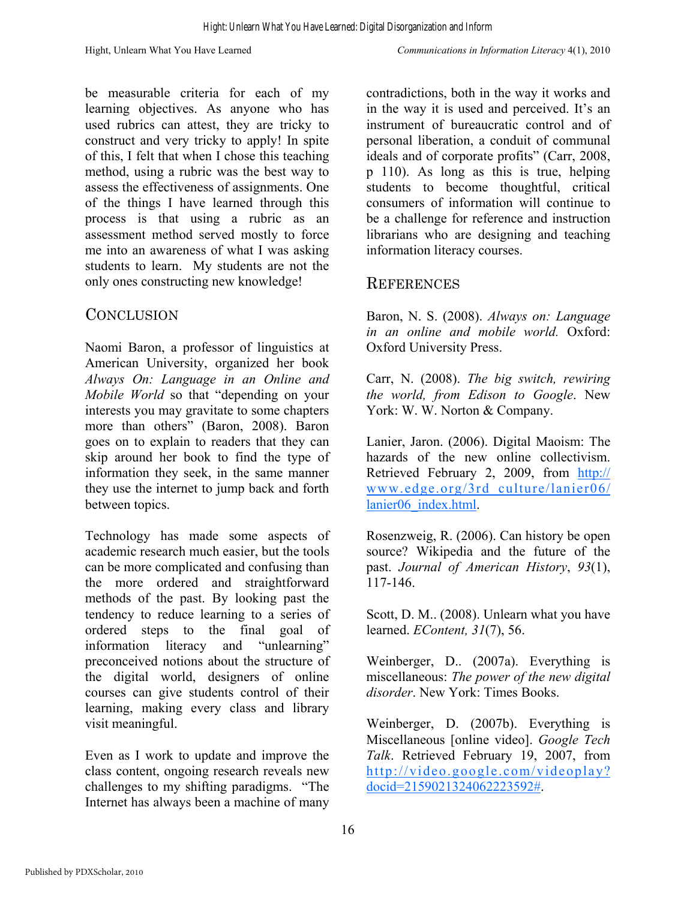be measurable criteria for each of my learning objectives. As anyone who has used rubrics can attest, they are tricky to construct and very tricky to apply! In spite of this, I felt that when I chose this teaching method, using a rubric was the best way to assess the effectiveness of assignments. One of the things I have learned through this process is that using a rubric as an assessment method served mostly to force me into an awareness of what I was asking students to learn. My students are not the only ones constructing new knowledge!

## Conclusion

Naomi Baron, a professor of linguistics at American University, organized her book *Always On: Language in an Online and Mobile World* so that "depending on your interests you may gravitate to some chapters more than others" (Baron, 2008). Baron goes on to explain to readers that they can skip around her book to find the type of information they seek, in the same manner they use the internet to jump back and forth between topics.

Technology has made some aspects of academic research much easier, but the tools can be more complicated and confusing than the more ordered and straightforward methods of the past. By looking past the tendency to reduce learning to a series of ordered steps to the final goal of information literacy and "unlearning" preconceived notions about the structure of the digital world, designers of online courses can give students control of their learning, making every class and library visit meaningful.

Even as I work to update and improve the class content, ongoing research reveals new challenges to my shifting paradigms. "The Internet has always been a machine of many contradictions, both in the way it works and in the way it is used and perceived. It's an instrument of bureaucratic control and of personal liberation, a conduit of communal ideals and of corporate profits" (Carr, 2008, p 110). As long as this is true, helping students to become thoughtful, critical consumers of information will continue to be a challenge for reference and instruction librarians who are designing and teaching information literacy courses.

## References

Baron, N. S. (2008). *Always on: Language in an online and mobile world.* Oxford: Oxford University Press.

Carr, N. (2008). *The big switch, rewiring the world, from Edison to Google*. New York: W. W. Norton & Company.

Lanier, Jaron. (2006). Digital Maoism: The hazards of the new online collectivism. Retrieved February 2, 2009, from http://www.edge.org/3rd_culture/lanier06/lanier06_index.html.

Rosenzweig, R. (2006). Can history be open source? Wikipedia and the future of the past. *Journal of American History*, *93*(1), 117-146.

Scott, D. M.. (2008). Unlearn what you have learned. *EContent, 31*(7), 56.

Weinberger, D.. (2007a). Everything is miscellaneous: *The power of the new digital disorder*. New York: Times Books.

Weinberger, D. (2007b). Everything is Miscellaneous [online video]. *Google Tech Talk*. Retrieved February 19, 2007, from http://video.google.com/videoplay?docid=2159021324062223592#.